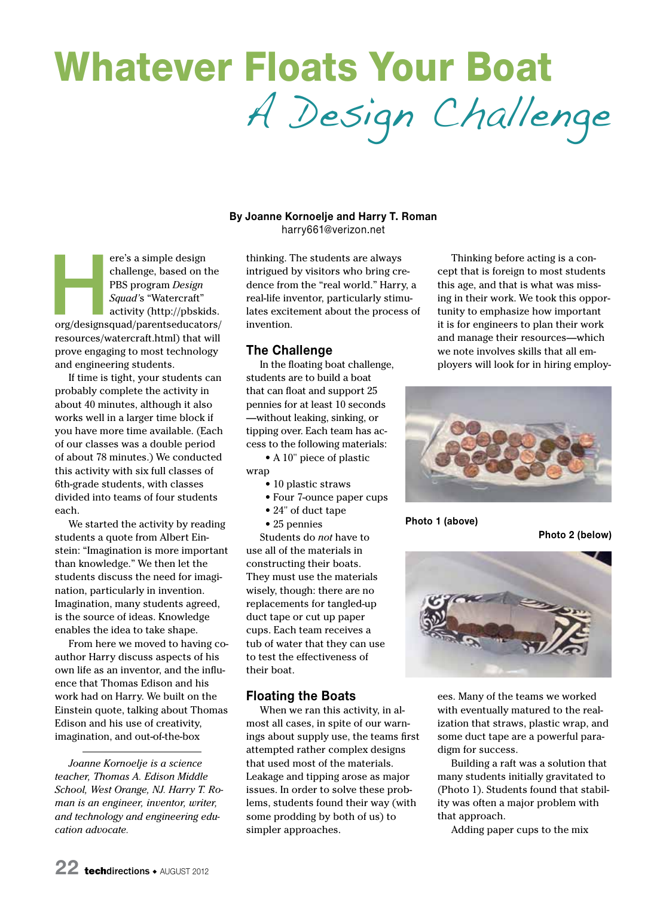# Whatever Floats Your Boat
## A Design Challenge

**By Joanne Kornoelje and Harry T. Roman**
harry661@verizon.net

Here's a simple design challenge, based on the PBS program *Design Squad*'s "Watercraft" activity (http://pbskids.org/designsquad/parentseducators/resources/watercraft.html) that will prove engaging to most technology and engineering students.

If time is tight, your students can probably complete the activity in about 40 minutes, although it also works well in a larger time block if you have more time available. (Each of our classes was a double period of about 78 minutes.) We conducted this activity with six full classes of 6th-grade students, with classes divided into teams of four students each.

We started the activity by reading students a quote from Albert Einstein: "Imagination is more important than knowledge." We then let the students discuss the need for imagination, particularly in invention. Imagination, many students agreed, is the source of ideas. Knowledge enables the idea to take shape.

From here we moved to having coauthor Harry discuss aspects of his own life as an inventor, and the influence that Thomas Edison and his work had on Harry. We built on the Einstein quote, talking about Thomas Edison and his use of creativity, imagination, and out-of-the-box thinking. The students are always intrigued by visitors who bring credence from the "real world." Harry, a real-life inventor, particularly stimulates excitement about the process of invention.

*Joanne Kornoelje is a science teacher, Thomas A. Edison Middle School, West Orange, NJ. Harry T. Roman is an engineer, inventor, writer, and technology and engineering education advocate.*

### The Challenge

In the floating boat challenge, students are to build a boat that can float and support 25 pennies for at least 10 seconds—without leaking, sinking, or tipping over. Each team has access to the following materials:

- A 10" piece of plastic wrap
- 10 plastic straws
- Four 7-ounce paper cups
- 24" of duct tape
- 25 pennies

Students do *not* have to use all of the materials in constructing their boats. They must use the materials wisely, though: there are no replacements for tangled-up duct tape or cut up paper cups. Each team receives a tub of water that they can use to test the effectiveness of their boat.

### Floating the Boats

When we ran this activity, in almost all cases, in spite of our warnings about supply use, the teams first attempted rather complex designs that used most of the materials. Leakage and tipping arose as major issues. In order to solve these problems, students found their way (with some prodding by both of us) to simpler approaches.

Thinking before acting is a concept that is foreign to most students this age, and that is what was missing in their work. We took this opportunity to emphasize how important it is for engineers to plan their work and manage their resources—which we note involves skills that all employers will look for in hiring employees. Many of the teams we worked with eventually matured to the realization that straws, plastic wrap, and some duct tape are a powerful paradigm for success.

Photo 1 (above)

Photo 2 (below)

Building a raft was a solution that many students initially gravitated to (Photo 1). Students found that stability was often a major problem with that approach.

Adding paper cups to the mix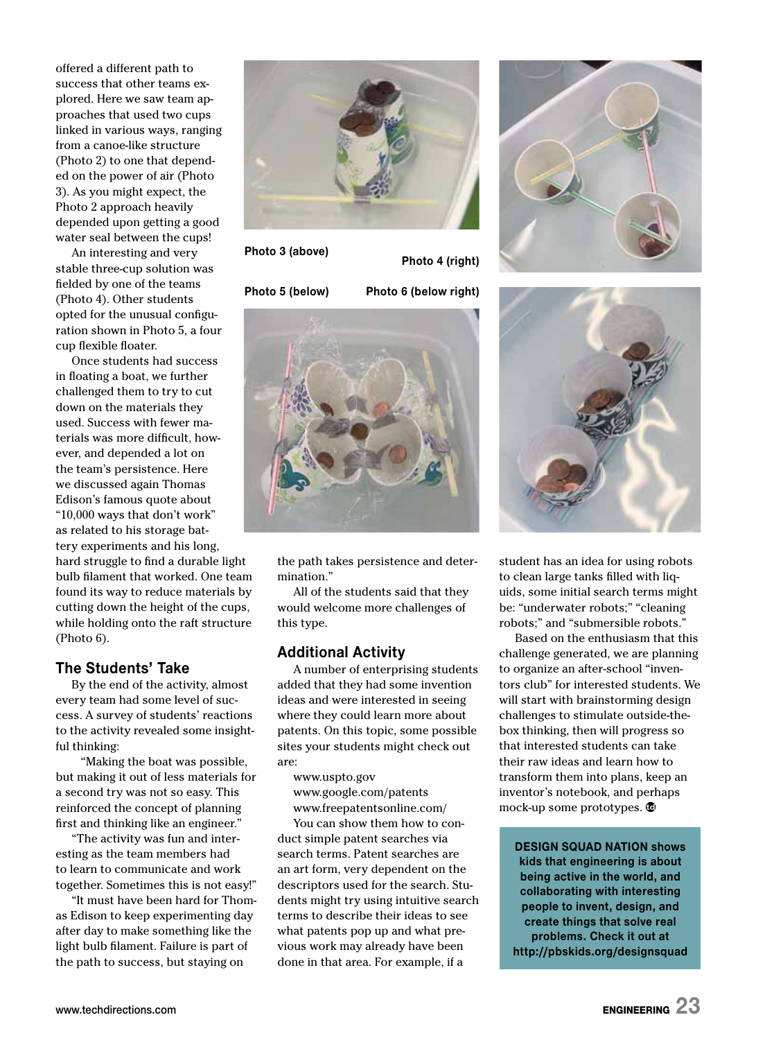offered a different path to success that other teams explored. Here we saw team approaches that used two cups linked in various ways, ranging from a canoe-like structure (Photo 2) to one that depended on the power of air (Photo 3). As you might expect, the Photo 2 approach heavily depended upon getting a good water seal between the cups!

An interesting and very stable three-cup solution was fielded by one of the teams (Photo 4). Other students opted for the unusual configuration shown in Photo 5, a four cup flexible floater.

Once students had success in floating a boat, we further challenged them to try to cut down on the materials they used. Success with fewer materials was more difficult, however, and depended a lot on the team's persistence. Here we discussed again Thomas Edison's famous quote about "10,000 ways that don't work" as related to his storage battery experiments and his long, hard struggle to find a durable light bulb filament that worked. One team found its way to reduce materials by cutting down the height of the cups, while holding onto the raft structure (Photo 6).

**Photo 3 (above)**

**Photo 4 (right)**

**Photo 5 (below)**

**Photo 6 (below right)**

## The Students' Take

By the end of the activity, almost every team had some level of success. A survey of students' reactions to the activity revealed some insightful thinking:

"Making the boat was possible, but making it out of less materials for a second try was not so easy. This reinforced the concept of planning first and thinking like an engineer."

"The activity was fun and interesting as the team members had to learn to communicate and work together. Sometimes this is not easy!"

"It must have been hard for Thomas Edison to keep experimenting day after day to make something like the light bulb filament. Failure is part of the path to success, but staying on the path takes persistence and determination."

All of the students said that they would welcome more challenges of this type.

## Additional Activity

A number of enterprising students added that they had some invention ideas and were interested in seeing where they could learn more about patents. On this topic, some possible sites your students might check out are:

www.uspto.gov
www.google.com/patents
www.freepatentsonline.com/

You can show them how to conduct simple patent searches via search terms. Patent searches are an art form, very dependent on the descriptors used for the search. Students might try using intuitive search terms to describe their ideas to see what patents pop up and what previous work may already have been done in that area. For example, if a student has an idea for using robots to clean large tanks filled with liquids, some initial search terms might be: "underwater robots;" "cleaning robots;" and "submersible robots."

Based on the enthusiasm that this challenge generated, we are planning to organize an after-school "inventors club" for interested students. We will start with brainstorming design challenges to stimulate outside-the-box thinking, then will progress so that interested students can take their raw ideas and learn how to transform them into plans, keep an inventor's notebook, and perhaps mock-up some prototypes.

**DESIGN SQUAD NATION shows kids that engineering is about being active in the world, and collaborating with interesting people to invent, design, and create things that solve real problems. Check it out at http://pbskids.org/designsquad**